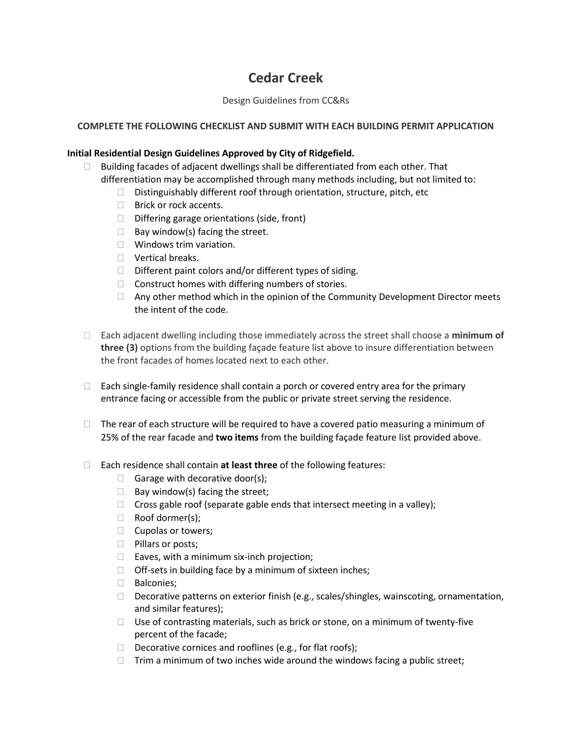# Cedar Creek

Design Guidelines from CC&Rs

**COMPLETE THE FOLLOWING CHECKLIST AND SUBMIT WITH EACH BUILDING PERMIT APPLICATION**

**Initial Residential Design Guidelines Approved by City of Ridgefield.**

- ☐ Building facades of adjacent dwellings shall be differentiated from each other. That differentiation may be accomplished through many methods including, but not limited to:
  - ☐ Distinguishably different roof through orientation, structure, pitch, etc
  - ☐ Brick or rock accents.
  - ☐ Differing garage orientations (side, front)
  - ☐ Bay window(s) facing the street.
  - ☐ Windows trim variation.
  - ☐ Vertical breaks.
  - ☐ Different paint colors and/or different types of siding.
  - ☐ Construct homes with differing numbers of stories.
  - ☐ Any other method which in the opinion of the Community Development Director meets the intent of the code.

- ☐ Each adjacent dwelling including those immediately across the street shall choose a **minimum of three (3)** options from the building façade feature list above to insure differentiation between the front facades of homes located next to each other.

- ☐ Each single-family residence shall contain a porch or covered entry area for the primary entrance facing or accessible from the public or private street serving the residence.

- ☐ The rear of each structure will be required to have a covered patio measuring a minimum of 25% of the rear facade and **two items** from the building façade feature list provided above.

- ☐ Each residence shall contain **at least three** of the following features:
  - ☐ Garage with decorative door(s);
  - ☐ Bay window(s) facing the street;
  - ☐ Cross gable roof (separate gable ends that intersect meeting in a valley);
  - ☐ Roof dormer(s);
  - ☐ Cupolas or towers;
  - ☐ Pillars or posts;
  - ☐ Eaves, with a minimum six-inch projection;
  - ☐ Off-sets in building face by a minimum of sixteen inches;
  - ☐ Balconies;
  - ☐ Decorative patterns on exterior finish (e.g., scales/shingles, wainscoting, ornamentation, and similar features);
  - ☐ Use of contrasting materials, such as brick or stone, on a minimum of twenty-five percent of the facade;
  - ☐ Decorative cornices and rooflines (e.g., for flat roofs);
  - ☐ Trim a minimum of two inches wide around the windows facing a public street;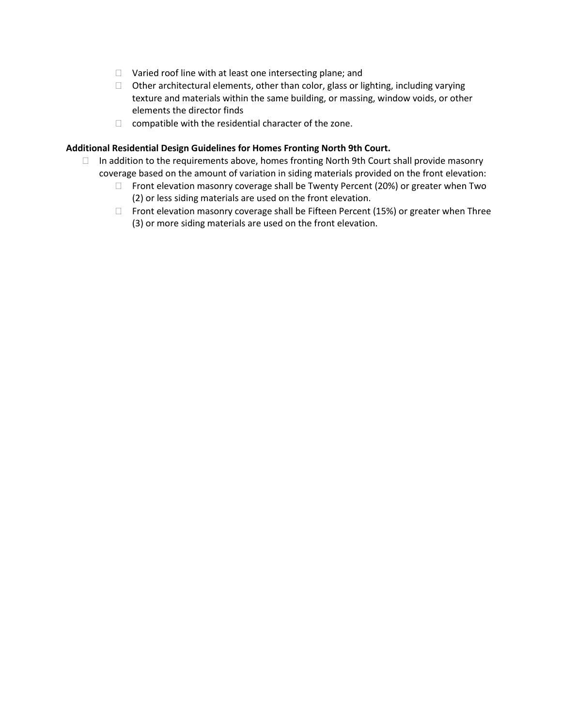- Varied roof line with at least one intersecting plane; and
- Other architectural elements, other than color, glass or lighting, including varying texture and materials within the same building, or massing, window voids, or other elements the director finds
- compatible with the residential character of the zone.

**Additional Residential Design Guidelines for Homes Fronting North 9th Court.**

- In addition to the requirements above, homes fronting North 9th Court shall provide masonry coverage based on the amount of variation in siding materials provided on the front elevation:
  - Front elevation masonry coverage shall be Twenty Percent (20%) or greater when Two (2) or less siding materials are used on the front elevation.
  - Front elevation masonry coverage shall be Fifteen Percent (15%) or greater when Three (3) or more siding materials are used on the front elevation.